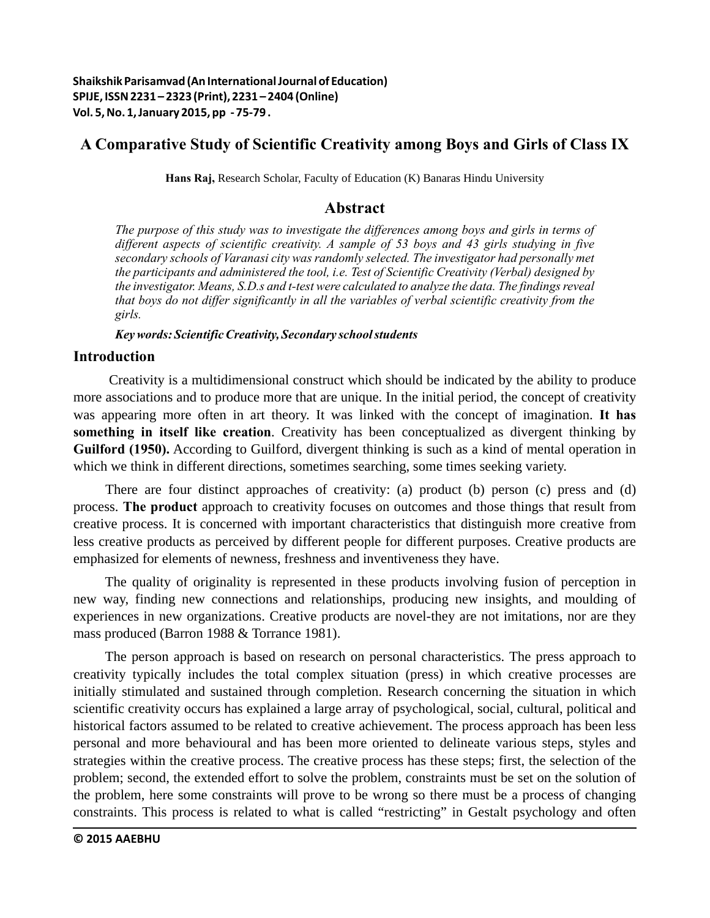# A Comparative Study of Scientific Creativity among Boys and Girls of Class IX

**Hans Raj,** Research Scholar, Faculty of Education (K) Banaras Hindu University

## Abstract

*The purpose of this study was to investigate the differences among boys and girls in terms of different aspects of scientific creativity. A sample of 53 boys and 43 girls studying in five secondary schools of Varanasi city was randomly selected. The investigator had personally met the participants and administered the tool, i.e. Test of Scientific Creativity (Verbal) designed by the investigator. Means, S.D.s and t-test were calculated to analyze the data. The findings reveal that boys do not differ significantly in all the variables of verbal scientific creativity from the girls.*

***Key words: Scientific Creativity, Secondary school students***

## Introduction

Creativity is a multidimensional construct which should be indicated by the ability to produce more associations and to produce more that are unique. In the initial period, the concept of creativity was appearing more often in art theory. It was linked with the concept of imagination. **It has something in itself like creation**. Creativity has been conceptualized as divergent thinking by **Guilford (1950).** According to Guilford, divergent thinking is such as a kind of mental operation in which we think in different directions, sometimes searching, some times seeking variety.

There are four distinct approaches of creativity: (a) product (b) person (c) press and (d) process. **The product** approach to creativity focuses on outcomes and those things that result from creative process. It is concerned with important characteristics that distinguish more creative from less creative products as perceived by different people for different purposes. Creative products are emphasized for elements of newness, freshness and inventiveness they have.

The quality of originality is represented in these products involving fusion of perception in new way, finding new connections and relationships, producing new insights, and moulding of experiences in new organizations. Creative products are novel-they are not imitations, nor are they mass produced (Barron 1988 & Torrance 1981).

The person approach is based on research on personal characteristics. The press approach to creativity typically includes the total complex situation (press) in which creative processes are initially stimulated and sustained through completion. Research concerning the situation in which scientific creativity occurs has explained a large array of psychological, social, cultural, political and historical factors assumed to be related to creative achievement. The process approach has been less personal and more behavioural and has been more oriented to delineate various steps, styles and strategies within the creative process. The creative process has these steps; first, the selection of the problem; second, the extended effort to solve the problem, constraints must be set on the solution of the problem, here some constraints will prove to be wrong so there must be a process of changing constraints. This process is related to what is called "restricting" in Gestalt psychology and often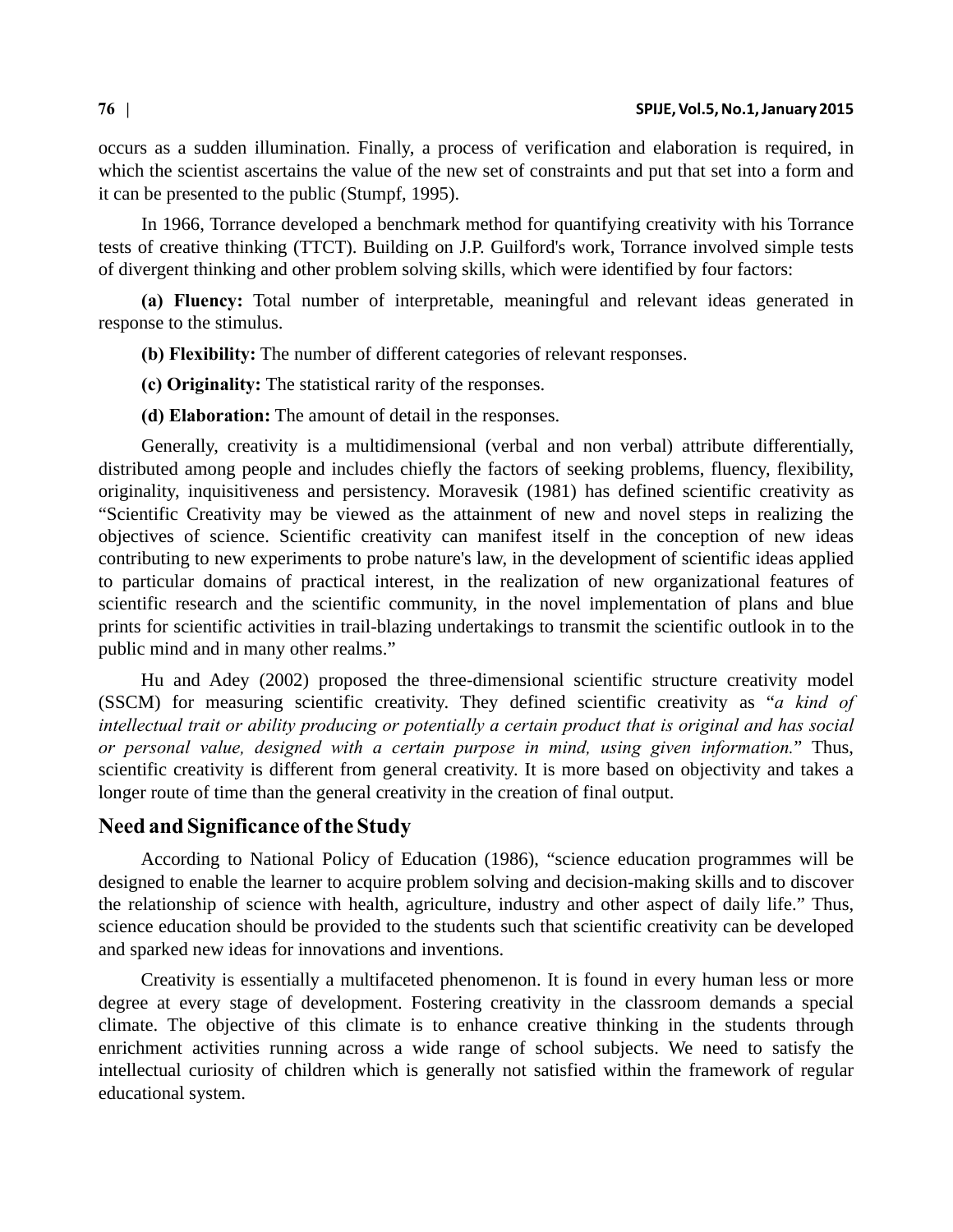occurs as a sudden illumination. Finally, a process of verification and elaboration is required, in which the scientist ascertains the value of the new set of constraints and put that set into a form and it can be presented to the public (Stumpf, 1995).

In 1966, Torrance developed a benchmark method for quantifying creativity with his Torrance tests of creative thinking (TTCT). Building on J.P. Guilford's work, Torrance involved simple tests of divergent thinking and other problem solving skills, which were identified by four factors:

**(a) Fluency:** Total number of interpretable, meaningful and relevant ideas generated in response to the stimulus.

**(b) Flexibility:** The number of different categories of relevant responses.

**(c) Originality:** The statistical rarity of the responses.

**(d) Elaboration:** The amount of detail in the responses.

Generally, creativity is a multidimensional (verbal and non verbal) attribute differentially, distributed among people and includes chiefly the factors of seeking problems, fluency, flexibility, originality, inquisitiveness and persistency. Moravesik (1981) has defined scientific creativity as "Scientific Creativity may be viewed as the attainment of new and novel steps in realizing the objectives of science. Scientific creativity can manifest itself in the conception of new ideas contributing to new experiments to probe nature's law, in the development of scientific ideas applied to particular domains of practical interest, in the realization of new organizational features of scientific research and the scientific community, in the novel implementation of plans and blue prints for scientific activities in trail-blazing undertakings to transmit the scientific outlook in to the public mind and in many other realms."

Hu and Adey (2002) proposed the three-dimensional scientific structure creativity model (SSCM) for measuring scientific creativity. They defined scientific creativity as "*a kind of intellectual trait or ability producing or potentially a certain product that is original and has social or personal value, designed with a certain purpose in mind, using given information.*" Thus, scientific creativity is different from general creativity. It is more based on objectivity and takes a longer route of time than the general creativity in the creation of final output.

## Need and Significance of the Study

According to National Policy of Education (1986), "science education programmes will be designed to enable the learner to acquire problem solving and decision-making skills and to discover the relationship of science with health, agriculture, industry and other aspect of daily life." Thus, science education should be provided to the students such that scientific creativity can be developed and sparked new ideas for innovations and inventions.

Creativity is essentially a multifaceted phenomenon. It is found in every human less or more degree at every stage of development. Fostering creativity in the classroom demands a special climate. The objective of this climate is to enhance creative thinking in the students through enrichment activities running across a wide range of school subjects. We need to satisfy the intellectual curiosity of children which is generally not satisfied within the framework of regular educational system.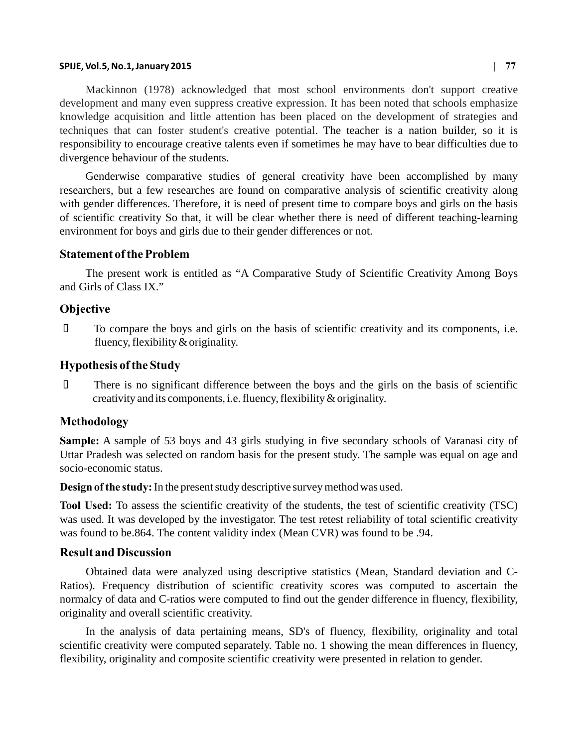Mackinnon (1978) acknowledged that most school environments don't support creative development and many even suppress creative expression. It has been noted that schools emphasize knowledge acquisition and little attention has been placed on the development of strategies and techniques that can foster student's creative potential. The teacher is a nation builder, so it is responsibility to encourage creative talents even if sometimes he may have to bear difficulties due to divergence behaviour of the students.

Genderwise comparative studies of general creativity have been accomplished by many researchers, but a few researches are found on comparative analysis of scientific creativity along with gender differences. Therefore, it is need of present time to compare boys and girls on the basis of scientific creativity So that, it will be clear whether there is need of different teaching-learning environment for boys and girls due to their gender differences or not.

## Statement of the Problem

The present work is entitled as "A Comparative Study of Scientific Creativity Among Boys and Girls of Class IX."

## Objective

- To compare the boys and girls on the basis of scientific creativity and its components, i.e. fluency, flexibility & originality.

## Hypothesis of the Study

- There is no significant difference between the boys and the girls on the basis of scientific creativity and its components, i.e. fluency, flexibility & originality.

## Methodology

**Sample:** A sample of 53 boys and 43 girls studying in five secondary schools of Varanasi city of Uttar Pradesh was selected on random basis for the present study. The sample was equal on age and socio-economic status.

**Design of the study:** In the present study descriptive survey method was used.

**Tool Used:** To assess the scientific creativity of the students, the test of scientific creativity (TSC) was used. It was developed by the investigator. The test retest reliability of total scientific creativity was found to be.864. The content validity index (Mean CVR) was found to be .94.

## Result and Discussion

Obtained data were analyzed using descriptive statistics (Mean, Standard deviation and C-Ratios). Frequency distribution of scientific creativity scores was computed to ascertain the normalcy of data and C-ratios were computed to find out the gender difference in fluency, flexibility, originality and overall scientific creativity.

In the analysis of data pertaining means, SD's of fluency, flexibility, originality and total scientific creativity were computed separately. Table no. 1 showing the mean differences in fluency, flexibility, originality and composite scientific creativity were presented in relation to gender.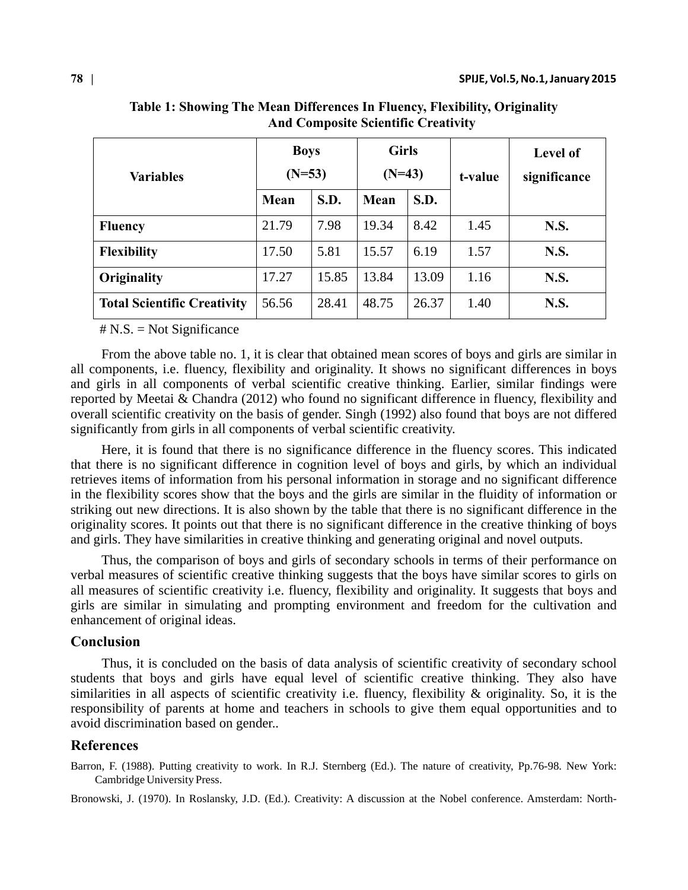**Table 1: Showing The Mean Differences In Fluency, Flexibility, Originality And Composite Scientific Creativity**

| Variables | Boys (N=53) | | Girls (N=43) | | t-value | Level of significance |
|---|---|---|---|---|---|---|
| | Mean | S.D. | Mean | S.D. | | |
| **Fluency** | 21.79 | 7.98 | 19.34 | 8.42 | 1.45 | **N.S.** |
| **Flexibility** | 17.50 | 5.81 | 15.57 | 6.19 | 1.57 | **N.S.** |
| **Originality** | 17.27 | 15.85 | 13.84 | 13.09 | 1.16 | **N.S.** |
| **Total Scientific Creativity** | 56.56 | 28.41 | 48.75 | 26.37 | 1.40 | **N.S.** |

# N.S. = Not Significance

From the above table no. 1, it is clear that obtained mean scores of boys and girls are similar in all components, i.e. fluency, flexibility and originality. It shows no significant differences in boys and girls in all components of verbal scientific creative thinking. Earlier, similar findings were reported by Meetai & Chandra (2012) who found no significant difference in fluency, flexibility and overall scientific creativity on the basis of gender. Singh (1992) also found that boys are not differed significantly from girls in all components of verbal scientific creativity.

Here, it is found that there is no significance difference in the fluency scores. This indicated that there is no significant difference in cognition level of boys and girls, by which an individual retrieves items of information from his personal information in storage and no significant difference in the flexibility scores show that the boys and the girls are similar in the fluidity of information or striking out new directions. It is also shown by the table that there is no significant difference in the originality scores. It points out that there is no significant difference in the creative thinking of boys and girls. They have similarities in creative thinking and generating original and novel outputs.

Thus, the comparison of boys and girls of secondary schools in terms of their performance on verbal measures of scientific creative thinking suggests that the boys have similar scores to girls on all measures of scientific creativity i.e. fluency, flexibility and originality. It suggests that boys and girls are similar in simulating and prompting environment and freedom for the cultivation and enhancement of original ideas.

## Conclusion

Thus, it is concluded on the basis of data analysis of scientific creativity of secondary school students that boys and girls have equal level of scientific creative thinking. They also have similarities in all aspects of scientific creativity i.e. fluency, flexibility & originality. So, it is the responsibility of parents at home and teachers in schools to give them equal opportunities and to avoid discrimination based on gender..

## References

Barron, F. (1988). Putting creativity to work. In R.J. Sternberg (Ed.). The nature of creativity, Pp.76-98. New York: Cambridge University Press.

Bronowski, J. (1970). In Roslansky, J.D. (Ed.). Creativity: A discussion at the Nobel conference. Amsterdam: North-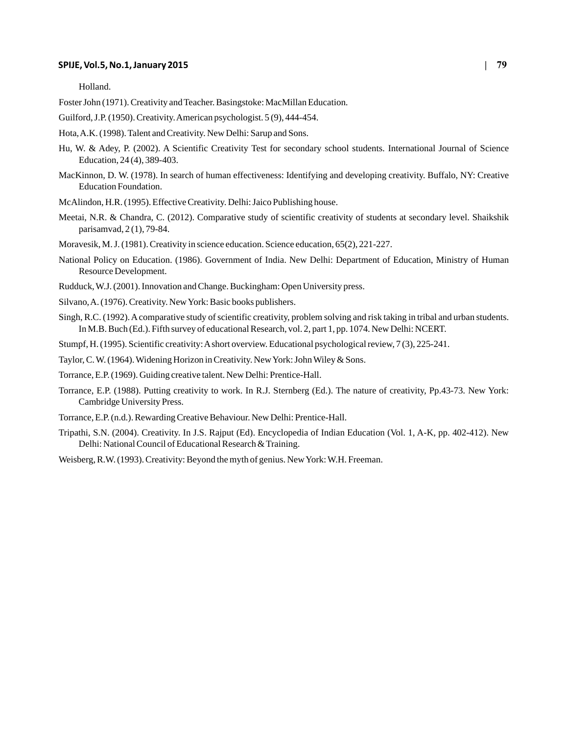Holland.

Foster John (1971). Creativity and Teacher. Basingstoke: MacMillan Education.

Guilford, J.P. (1950). Creativity. American psychologist. 5 (9), 444-454.

Hota, A.K. (1998). Talent and Creativity. New Delhi: Sarup and Sons.

Hu, W. & Adey, P. (2002). A Scientific Creativity Test for secondary school students. International Journal of Science Education, 24 (4), 389-403.

MacKinnon, D. W. (1978). In search of human effectiveness: Identifying and developing creativity. Buffalo, NY: Creative Education Foundation.

McAlindon, H.R. (1995). Effective Creativity. Delhi: Jaico Publishing house.

Meetai, N.R. & Chandra, C. (2012). Comparative study of scientific creativity of students at secondary level. Shaikshik parisamvad, 2 (1), 79-84.

Moravesik, M. J. (1981). Creativity in science education. Science education, 65(2), 221-227.

National Policy on Education. (1986). Government of India. New Delhi: Department of Education, Ministry of Human Resource Development.

Rudduck, W.J. (2001). Innovation and Change. Buckingham: Open University press.

Silvano, A. (1976). Creativity. New York: Basic books publishers.

Singh, R.C. (1992). A comparative study of scientific creativity, problem solving and risk taking in tribal and urban students. In M.B. Buch (Ed.). Fifth survey of educational Research, vol. 2, part 1, pp. 1074. New Delhi: NCERT.

Stumpf, H. (1995). Scientific creativity: A short overview. Educational psychological review, 7 (3), 225-241.

Taylor, C. W. (1964). Widening Horizon in Creativity. New York: John Wiley & Sons.

Torrance, E.P. (1969). Guiding creative talent. New Delhi: Prentice-Hall.

Torrance, E.P. (1988). Putting creativity to work. In R.J. Sternberg (Ed.). The nature of creativity, Pp.43-73. New York: Cambridge University Press.

Torrance, E.P. (n.d.). Rewarding Creative Behaviour. New Delhi: Prentice-Hall.

Tripathi, S.N. (2004). Creativity. In J.S. Rajput (Ed). Encyclopedia of Indian Education (Vol. 1, A-K, pp. 402-412). New Delhi: National Council of Educational Research & Training.

Weisberg, R.W. (1993). Creativity: Beyond the myth of genius. New York: W.H. Freeman.